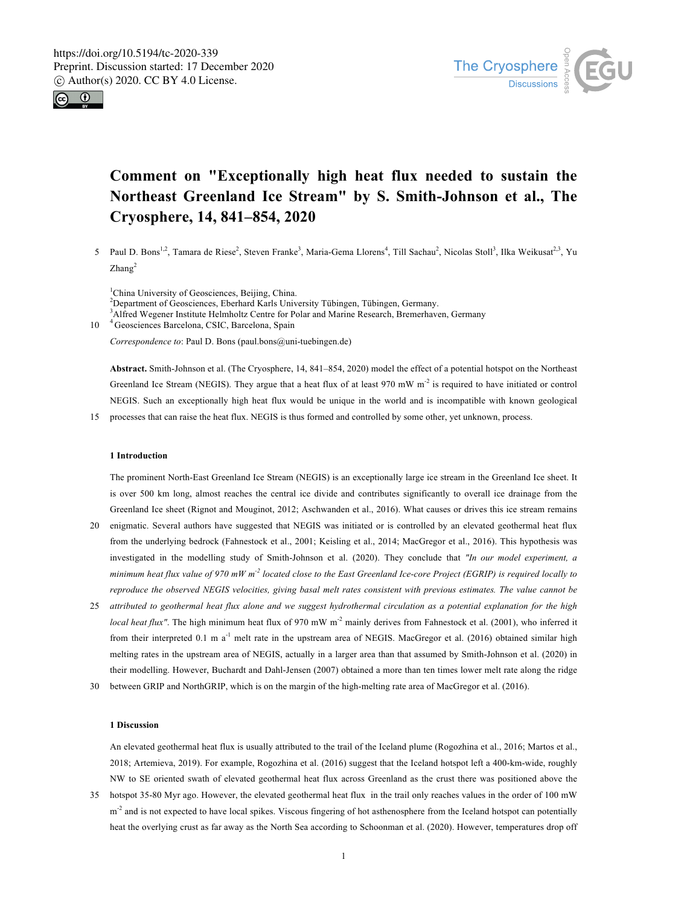# Comment on "Exceptionally high heat flux needed to sustain the Northeast Greenland Ice Stream" by S. Smith-Johnson et al., The Cryosphere, 14, 841–854, 2020

Paul D. Bons[1,2], Tamara de Riese[2], Steven Franke[3], Maria-Gema Llorens[4], Till Sachau[2], Nicolas Stoll[3], Ilka Weikusat[2,3], Yu Zhang[2]

[1]China University of Geosciences, Beijing, China.
[2]Department of Geosciences, Eberhard Karls University Tübingen, Tübingen, Germany.
[3]Alfred Wegener Institute Helmholtz Centre for Polar and Marine Research, Bremerhaven, Germany
[4]Geosciences Barcelona, CSIC, Barcelona, Spain

*Correspondence to*: Paul D. Bons (paul.bons@uni-tuebingen.de)

**Abstract.** Smith-Johnson et al. (The Cryosphere, 14, 841–854, 2020) model the effect of a potential hotspot on the Northeast Greenland Ice Stream (NEGIS). They argue that a heat flux of at least 970 mW $m^{-2}$ is required to have initiated or control NEGIS. Such an exceptionally high heat flux would be unique in the world and is incompatible with known geological processes that can raise the heat flux. NEGIS is thus formed and controlled by some other, yet unknown, process.

## 1 Introduction

The prominent North-East Greenland Ice Stream (NEGIS) is an exceptionally large ice stream in the Greenland Ice sheet. It is over 500 km long, almost reaches the central ice divide and contributes significantly to overall ice drainage from the Greenland Ice sheet (Rignot and Mouginot, 2012; Aschwanden et al., 2016). What causes or drives this ice stream remains enigmatic. Several authors have suggested that NEGIS was initiated or is controlled by an elevated geothermal heat flux from the underlying bedrock (Fahnestock et al., 2001; Keisling et al., 2014; MacGregor et al., 2016). This hypothesis was investigated in the modelling study of Smith-Johnson et al. (2020). They conclude that *"In our model experiment, a minimum heat flux value of 970 mW $m^{-2}$ located close to the East Greenland Ice-core Project (EGRIP) is required locally to reproduce the observed NEGIS velocities, giving basal melt rates consistent with previous estimates. The value cannot be attributed to geothermal heat flux alone and we suggest hydrothermal circulation as a potential explanation for the high local heat flux"*. The high minimum heat flux of 970 mW $m^{-2}$ mainly derives from Fahnestock et al. (2001), who inferred it from their interpreted 0.1 m $a^{-1}$ melt rate in the upstream area of NEGIS. MacGregor et al. (2016) obtained similar high melting rates in the upstream area of NEGIS, actually in a larger area than that assumed by Smith-Johnson et al. (2020) in their modelling. However, Buchardt and Dahl-Jensen (2007) obtained a more than ten times lower melt rate along the ridge between GRIP and NorthGRIP, which is on the margin of the high-melting rate area of MacGregor et al. (2016).

## 1 Discussion

An elevated geothermal heat flux is usually attributed to the trail of the Iceland plume (Rogozhina et al., 2016; Martos et al., 2018; Artemieva, 2019). For example, Rogozhina et al. (2016) suggest that the Iceland hotspot left a 400-km-wide, roughly NW to SE oriented swath of elevated geothermal heat flux across Greenland as the crust there was positioned above the hotspot 35-80 Myr ago. However, the elevated geothermal heat flux in the trail only reaches values in the order of 100 mW $m^{-2}$ and is not expected to have local spikes. Viscous fingering of hot asthenosphere from the Iceland hotspot can potentially heat the overlying crust as far away as the North Sea according to Schoonman et al. (2020). However, temperatures drop off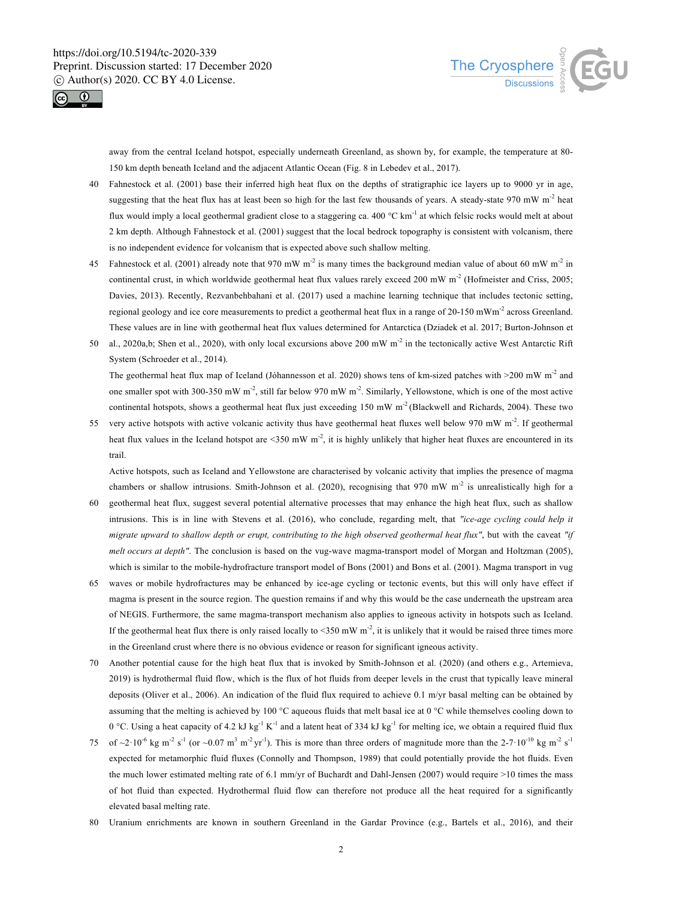away from the central Iceland hotspot, especially underneath Greenland, as shown by, for example, the temperature at 80-150 km depth beneath Iceland and the adjacent Atlantic Ocean (Fig. 8 in Lebedev et al., 2017).

Fahnestock et al. (2001) base their inferred high heat flux on the depths of stratigraphic ice layers up to 9000 yr in age, suggesting that the heat flux has at least been so high for the last few thousands of years. A steady-state 970 mW $m^{-2}$ heat flux would imply a local geothermal gradient close to a staggering ca. 400 °C $km^{-1}$ at which felsic rocks would melt at about 2 km depth. Although Fahnestock et al. (2001) suggest that the local bedrock topography is consistent with volcanism, there is no independent evidence for volcanism that is expected above such shallow melting.

Fahnestock et al. (2001) already note that 970 mW $m^{-2}$ is many times the background median value of about 60 mW $m^{-2}$ in continental crust, in which worldwide geothermal heat flux values rarely exceed 200 mW $m^{-2}$ (Hofmeister and Criss, 2005; Davies, 2013). Recently, Rezvanbehbahani et al. (2017) used a machine learning technique that includes tectonic setting, regional geology and ice core measurements to predict a geothermal heat flux in a range of 20-150 mW$m^{-2}$ across Greenland. These values are in line with geothermal heat flux values determined for Antarctica (Dziadek et al. 2017; Burton-Johnson et al., 2020a,b; Shen et al., 2020), with only local excursions above 200 mW $m^{-2}$ in the tectonically active West Antarctic Rift System (Schroeder et al., 2014).

The geothermal heat flux map of Iceland (Jóhannesson et al. 2020) shows tens of km-sized patches with >200 mW $m^{-2}$ and one smaller spot with 300-350 mW $m^{-2}$, still far below 970 mW $m^{-2}$. Similarly, Yellowstone, which is one of the most active continental hotspots, shows a geothermal heat flux just exceeding 150 mW $m^{-2}$ (Blackwell and Richards, 2004). These two very active hotspots with active volcanic activity thus have geothermal heat fluxes well below 970 mW $m^{-2}$. If geothermal heat flux values in the Iceland hotspot are <350 mW $m^{-2}$, it is highly unlikely that higher heat fluxes are encountered in its trail.

Active hotspots, such as Iceland and Yellowstone are characterised by volcanic activity that implies the presence of magma chambers or shallow intrusions. Smith-Johnson et al. (2020), recognising that 970 mW $m^{-2}$ is unrealistically high for a geothermal heat flux, suggest several potential alternative processes that may enhance the high heat flux, such as shallow intrusions. This is in line with Stevens et al. (2016), who conclude, regarding melt, that *"ice-age cycling could help it migrate upward to shallow depth or erupt, contributing to the high observed geothermal heat flux"*, but with the caveat *"if melt occurs at depth"*. The conclusion is based on the vug-wave magma-transport model of Morgan and Holtzman (2005), which is similar to the mobile-hydrofracture transport model of Bons (2001) and Bons et al. (2001). Magma transport in vug waves or mobile hydrofractures may be enhanced by ice-age cycling or tectonic events, but this will only have effect if magma is present in the source region. The question remains if and why this would be the case underneath the upstream area of NEGIS. Furthermore, the same magma-transport mechanism also applies to igneous activity in hotspots such as Iceland. If the geothermal heat flux there is only raised locally to <350 mW $m^{-2}$, it is unlikely that it would be raised three times more in the Greenland crust where there is no obvious evidence or reason for significant igneous activity.

Another potential cause for the high heat flux that is invoked by Smith-Johnson et al. (2020) (and others e.g., Artemieva, 2019) is hydrothermal fluid flow, which is the flux of hot fluids from deeper levels in the crust that typically leave mineral deposits (Oliver et al., 2006). An indication of the fluid flux required to achieve 0.1 m/yr basal melting can be obtained by assuming that the melting is achieved by 100 °C aqueous fluids that melt basal ice at 0 °C while themselves cooling down to 0 °C. Using a heat capacity of 4.2 kJ $kg^{-1}$ $K^{-1}$ and a latent heat of 334 kJ $kg^{-1}$ for melting ice, we obtain a required fluid flux of $\sim 2\cdot 10^{-6}$ kg $m^{-2}$ $s^{-1}$ (or ~0.07 $m^3$ $m^{-2}$ $yr^{-1}$). This is more than three orders of magnitude more than the $2\text{-}7\cdot 10^{-10}$ kg $m^{-2}$ $s^{-1}$ expected for metamorphic fluid fluxes (Connolly and Thompson, 1989) that could potentially provide the hot fluids. Even the much lower estimated melting rate of 6.1 mm/yr of Buchardt and Dahl-Jensen (2007) would require >10 times the mass of hot fluid than expected. Hydrothermal fluid flow can therefore not produce all the heat required for a significantly elevated basal melting rate.

Uranium enrichments are known in southern Greenland in the Gardar Province (e.g., Bartels et al., 2016), and their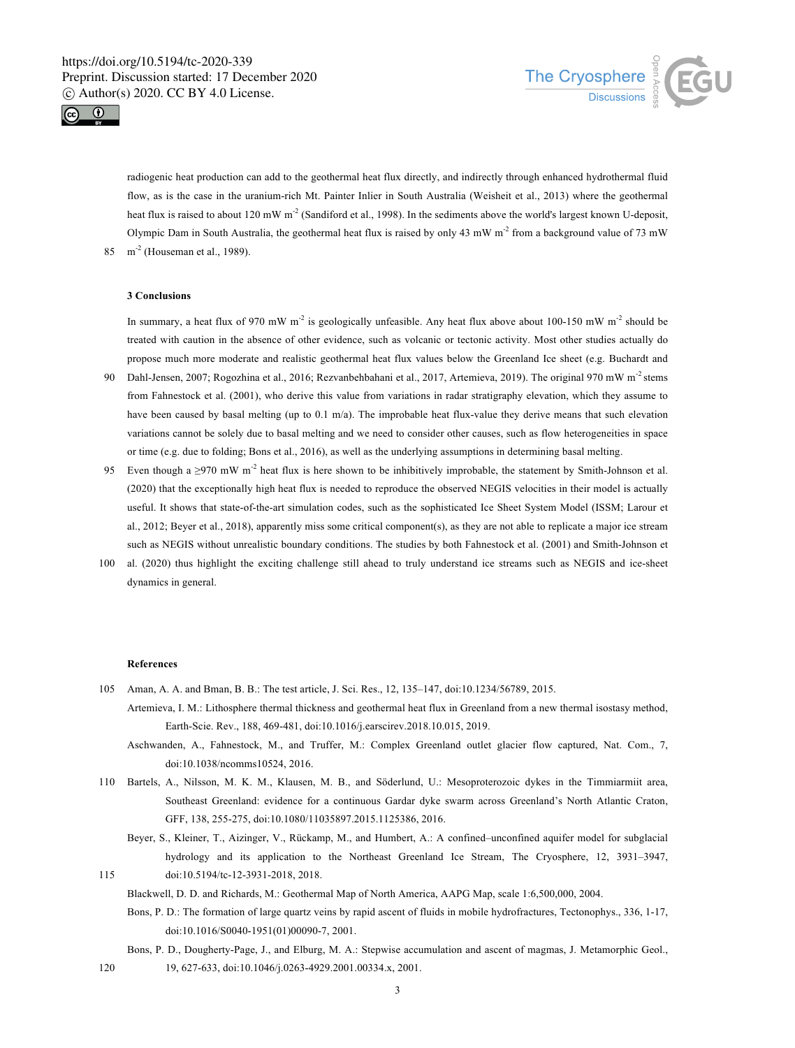radiogenic heat production can add to the geothermal heat flux directly, and indirectly through enhanced hydrothermal fluid flow, as is the case in the uranium-rich Mt. Painter Inlier in South Australia (Weisheit et al., 2013) where the geothermal heat flux is raised to about 120 mW m$^{-2}$ (Sandiford et al., 1998). In the sediments above the world's largest known U-deposit, Olympic Dam in South Australia, the geothermal heat flux is raised by only 43 mW m$^{-2}$ from a background value of 73 mW m$^{-2}$ (Houseman et al., 1989).

### 3 Conclusions

In summary, a heat flux of 970 mW m$^{-2}$ is geologically unfeasible. Any heat flux above about 100-150 mW m$^{-2}$ should be treated with caution in the absence of other evidence, such as volcanic or tectonic activity. Most other studies actually do propose much more moderate and realistic geothermal heat flux values below the Greenland Ice sheet (e.g. Buchardt and Dahl-Jensen, 2007; Rogozhina et al., 2016; Rezvanbehbahani et al., 2017, Artemieva, 2019). The original 970 mW m$^{-2}$ stems from Fahnestock et al. (2001), who derive this value from variations in radar stratigraphy elevation, which they assume to have been caused by basal melting (up to 0.1 m/a). The improbable heat flux-value they derive means that such elevation variations cannot be solely due to basal melting and we need to consider other causes, such as flow heterogeneities in space or time (e.g. due to folding; Bons et al., 2016), as well as the underlying assumptions in determining basal melting.

Even though a ≥970 mW m$^{-2}$ heat flux is here shown to be inhibitively improbable, the statement by Smith-Johnson et al. (2020) that the exceptionally high heat flux is needed to reproduce the observed NEGIS velocities in their model is actually useful. It shows that state-of-the-art simulation codes, such as the sophisticated Ice Sheet System Model (ISSM; Larour et al., 2012; Beyer et al., 2018), apparently miss some critical component(s), as they are not able to replicate a major ice stream such as NEGIS without unrealistic boundary conditions. The studies by both Fahnestock et al. (2001) and Smith-Johnson et al. (2020) thus highlight the exciting challenge still ahead to truly understand ice streams such as NEGIS and ice-sheet dynamics in general.

### References

Aman, A. A. and Bman, B. B.: The test article, J. Sci. Res., 12, 135–147, doi:10.1234/56789, 2015.

Artemieva, I. M.: Lithosphere thermal thickness and geothermal heat flux in Greenland from a new thermal isostasy method, Earth-Scie. Rev., 188, 469-481, doi:10.1016/j.earscirev.2018.10.015, 2019.

Aschwanden, A., Fahnestock, M., and Truffer, M.: Complex Greenland outlet glacier flow captured, Nat. Com., 7, doi:10.1038/ncomms10524, 2016.

Bartels, A., Nilsson, M. K. M., Klausen, M. B., and Söderlund, U.: Mesoproterozoic dykes in the Timmiarmiit area, Southeast Greenland: evidence for a continuous Gardar dyke swarm across Greenland's North Atlantic Craton, GFF, 138, 255-275, doi:10.1080/11035897.2015.1125386, 2016.

Beyer, S., Kleiner, T., Aizinger, V., Rückamp, M., and Humbert, A.: A confined–unconfined aquifer model for subglacial hydrology and its application to the Northeast Greenland Ice Stream, The Cryosphere, 12, 3931–3947, doi:10.5194/tc-12-3931-2018, 2018.

Blackwell, D. D. and Richards, M.: Geothermal Map of North America, AAPG Map, scale 1:6,500,000, 2004.

Bons, P. D.: The formation of large quartz veins by rapid ascent of fluids in mobile hydrofractures, Tectonophys., 336, 1-17, doi:10.1016/S0040-1951(01)00090-7, 2001.

Bons, P. D., Dougherty-Page, J., and Elburg, M. A.: Stepwise accumulation and ascent of magmas, J. Metamorphic Geol., 19, 627-633, doi:10.1046/j.0263-4929.2001.00334.x, 2001.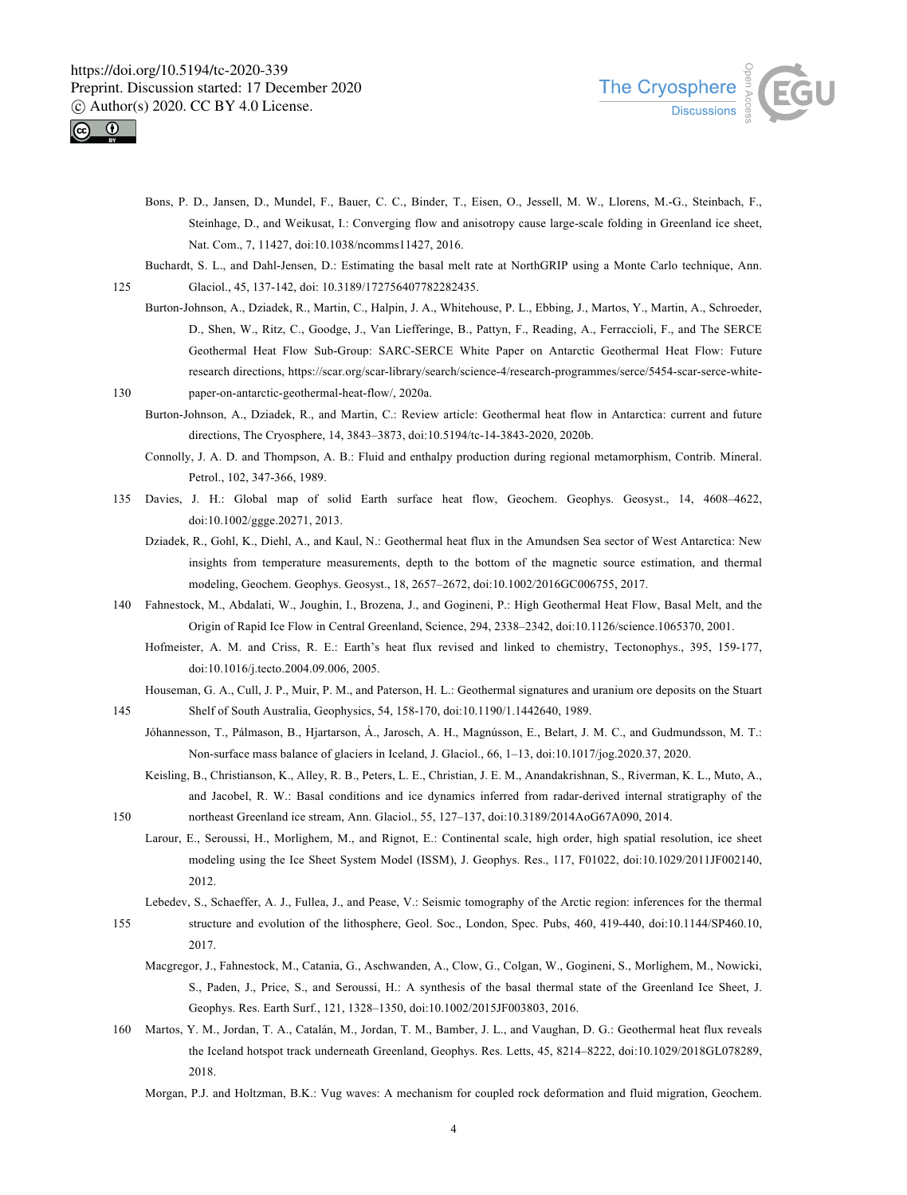Bons, P. D., Jansen, D., Mundel, F., Bauer, C. C., Binder, T., Eisen, O., Jessell, M. W., Llorens, M.-G., Steinbach, F., Steinhage, D., and Weikusat, I.: Converging flow and anisotropy cause large-scale folding in Greenland ice sheet, Nat. Com., 7, 11427, doi:10.1038/ncomms11427, 2016.

Buchardt, S. L., and Dahl-Jensen, D.: Estimating the basal melt rate at NorthGRIP using a Monte Carlo technique, Ann. Glaciol., 45, 137-142, doi: 10.3189/172756407782282435.

Burton-Johnson, A., Dziadek, R., Martin, C., Halpin, J. A., Whitehouse, P. L., Ebbing, J., Martos, Y., Martin, A., Schroeder, D., Shen, W., Ritz, C., Goodge, J., Van Liefferinge, B., Pattyn, F., Reading, A., Ferraccioli, F., and The SERCE Geothermal Heat Flow Sub-Group: SARC-SERCE White Paper on Antarctic Geothermal Heat Flow: Future research directions, https://scar.org/scar-library/search/science-4/research-programmes/serce/5454-scar-serce-white-paper-on-antarctic-geothermal-heat-flow/, 2020a.

Burton-Johnson, A., Dziadek, R., and Martin, C.: Review article: Geothermal heat flow in Antarctica: current and future directions, The Cryosphere, 14, 3843–3873, doi:10.5194/tc-14-3843-2020, 2020b.

Connolly, J. A. D. and Thompson, A. B.: Fluid and enthalpy production during regional metamorphism, Contrib. Mineral. Petrol., 102, 347-366, 1989.

Davies, J. H.: Global map of solid Earth surface heat flow, Geochem. Geophys. Geosyst., 14, 4608–4622, doi:10.1002/ggge.20271, 2013.

Dziadek, R., Gohl, K., Diehl, A., and Kaul, N.: Geothermal heat flux in the Amundsen Sea sector of West Antarctica: New insights from temperature measurements, depth to the bottom of the magnetic source estimation, and thermal modeling, Geochem. Geophys. Geosyst., 18, 2657–2672, doi:10.1002/2016GC006755, 2017.

Fahnestock, M., Abdalati, W., Joughin, I., Brozena, J., and Gogineni, P.: High Geothermal Heat Flow, Basal Melt, and the Origin of Rapid Ice Flow in Central Greenland, Science, 294, 2338–2342, doi:10.1126/science.1065370, 2001.

Hofmeister, A. M. and Criss, R. E.: Earth's heat flux revised and linked to chemistry, Tectonophys., 395, 159-177, doi:10.1016/j.tecto.2004.09.006, 2005.

Houseman, G. A., Cull, J. P., Muir, P. M., and Paterson, H. L.: Geothermal signatures and uranium ore deposits on the Stuart Shelf of South Australia, Geophysics, 54, 158-170, doi:10.1190/1.1442640, 1989.

Jóhannesson, T., Pálmason, B., Hjartarson, Á., Jarosch, A. H., Magnússon, E., Belart, J. M. C., and Gudmundsson, M. T.: Non-surface mass balance of glaciers in Iceland, J. Glaciol., 66, 1–13, doi:10.1017/jog.2020.37, 2020.

Keisling, B., Christianson, K., Alley, R. B., Peters, L. E., Christian, J. E. M., Anandakrishnan, S., Riverman, K. L., Muto, A., and Jacobel, R. W.: Basal conditions and ice dynamics inferred from radar-derived internal stratigraphy of the northeast Greenland ice stream, Ann. Glaciol., 55, 127–137, doi:10.3189/2014AoG67A090, 2014.

Larour, E., Seroussi, H., Morlighem, M., and Rignot, E.: Continental scale, high order, high spatial resolution, ice sheet modeling using the Ice Sheet System Model (ISSM), J. Geophys. Res., 117, F01022, doi:10.1029/2011JF002140, 2012.

Lebedev, S., Schaeffer, A. J., Fullea, J., and Pease, V.: Seismic tomography of the Arctic region: inferences for the thermal structure and evolution of the lithosphere, Geol. Soc., London, Spec. Pubs, 460, 419-440, doi:10.1144/SP460.10, 2017.

Macgregor, J., Fahnestock, M., Catania, G., Aschwanden, A., Clow, G., Colgan, W., Gogineni, S., Morlighem, M., Nowicki, S., Paden, J., Price, S., and Seroussi, H.: A synthesis of the basal thermal state of the Greenland Ice Sheet, J. Geophys. Res. Earth Surf., 121, 1328–1350, doi:10.1002/2015JF003803, 2016.

Martos, Y. M., Jordan, T. A., Catalán, M., Jordan, T. M., Bamber, J. L., and Vaughan, D. G.: Geothermal heat flux reveals the Iceland hotspot track underneath Greenland, Geophys. Res. Letts, 45, 8214–8222, doi:10.1029/2018GL078289, 2018.

Morgan, P.J. and Holtzman, B.K.: Vug waves: A mechanism for coupled rock deformation and fluid migration, Geochem.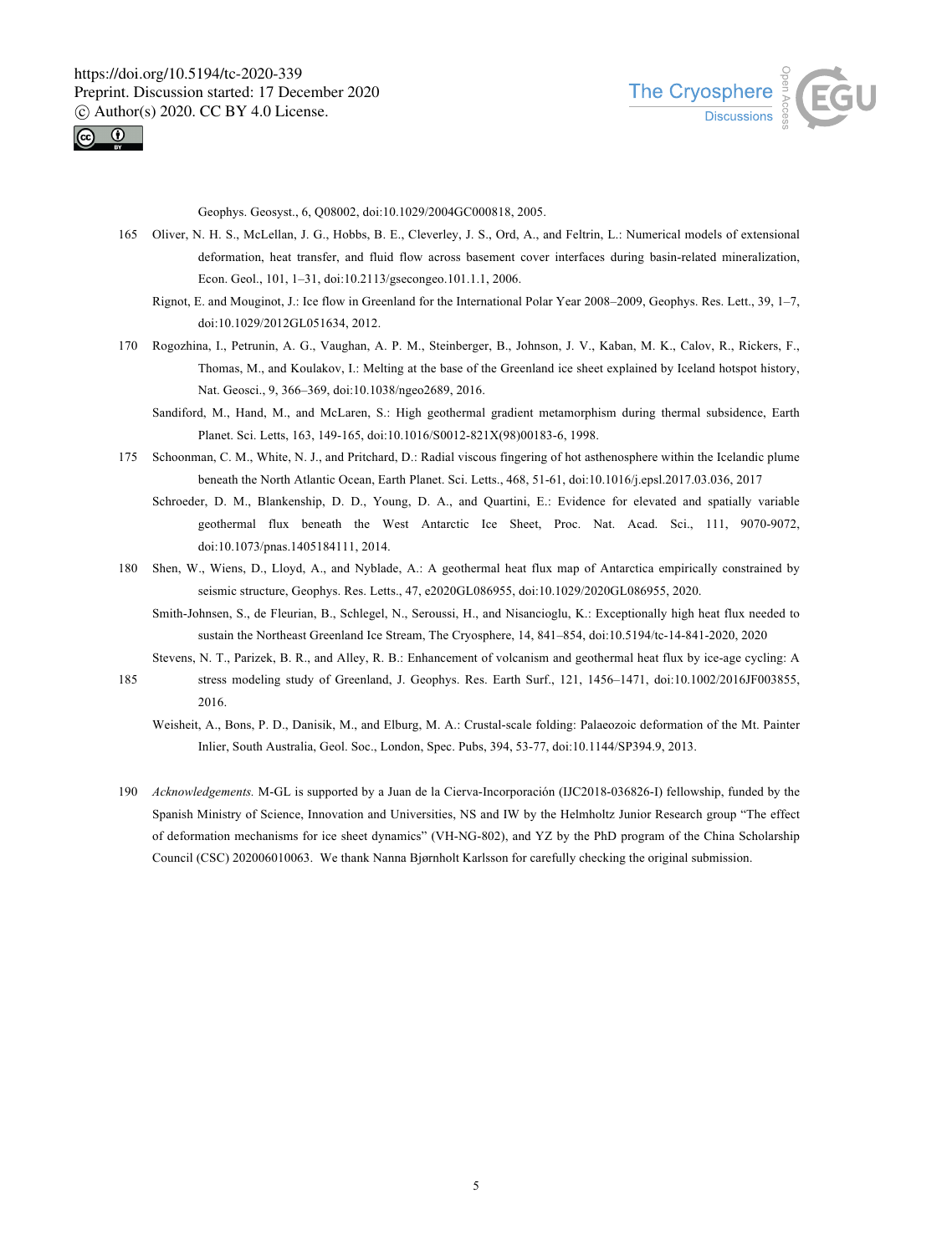Geophys. Geosyst., 6, Q08002, doi:10.1029/2004GC000818, 2005.

Oliver, N. H. S., McLellan, J. G., Hobbs, B. E., Cleverley, J. S., Ord, A., and Feltrin, L.: Numerical models of extensional deformation, heat transfer, and fluid flow across basement cover interfaces during basin-related mineralization, Econ. Geol., 101, 1–31, doi:10.2113/gsecongeo.101.1.1, 2006.

Rignot, E. and Mouginot, J.: Ice flow in Greenland for the International Polar Year 2008–2009, Geophys. Res. Lett., 39, 1–7, doi:10.1029/2012GL051634, 2012.

Rogozhina, I., Petrunin, A. G., Vaughan, A. P. M., Steinberger, B., Johnson, J. V., Kaban, M. K., Calov, R., Rickers, F., Thomas, M., and Koulakov, I.: Melting at the base of the Greenland ice sheet explained by Iceland hotspot history, Nat. Geosci., 9, 366–369, doi:10.1038/ngeo2689, 2016.

Sandiford, M., Hand, M., and McLaren, S.: High geothermal gradient metamorphism during thermal subsidence, Earth Planet. Sci. Letts, 163, 149-165, doi:10.1016/S0012-821X(98)00183-6, 1998.

Schoonman, C. M., White, N. J., and Pritchard, D.: Radial viscous fingering of hot asthenosphere within the Icelandic plume beneath the North Atlantic Ocean, Earth Planet. Sci. Letts., 468, 51-61, doi:10.1016/j.epsl.2017.03.036, 2017

Schroeder, D. M., Blankenship, D. D., Young, D. A., and Quartini, E.: Evidence for elevated and spatially variable geothermal flux beneath the West Antarctic Ice Sheet, Proc. Nat. Acad. Sci., 111, 9070-9072, doi:10.1073/pnas.1405184111, 2014.

Shen, W., Wiens, D., Lloyd, A., and Nyblade, A.: A geothermal heat flux map of Antarctica empirically constrained by seismic structure, Geophys. Res. Letts., 47, e2020GL086955, doi:10.1029/2020GL086955, 2020.

Smith-Johnsen, S., de Fleurian, B., Schlegel, N., Seroussi, H., and Nisancioglu, K.: Exceptionally high heat flux needed to sustain the Northeast Greenland Ice Stream, The Cryosphere, 14, 841–854, doi:10.5194/tc-14-841-2020, 2020

Stevens, N. T., Parizek, B. R., and Alley, R. B.: Enhancement of volcanism and geothermal heat flux by ice-age cycling: A stress modeling study of Greenland, J. Geophys. Res. Earth Surf., 121, 1456–1471, doi:10.1002/2016JF003855, 2016.

Weisheit, A., Bons, P. D., Danisik, M., and Elburg, M. A.: Crustal-scale folding: Palaeozoic deformation of the Mt. Painter Inlier, South Australia, Geol. Soc., London, Spec. Pubs, 394, 53-77, doi:10.1144/SP394.9, 2013.

*Acknowledgements.* M-GL is supported by a Juan de la Cierva-Incorporación (IJC2018-036826-I) fellowship, funded by the Spanish Ministry of Science, Innovation and Universities, NS and IW by the Helmholtz Junior Research group "The effect of deformation mechanisms for ice sheet dynamics" (VH-NG-802), and YZ by the PhD program of the China Scholarship Council (CSC) 202006010063. We thank Nanna Bjørnholt Karlsson for carefully checking the original submission.